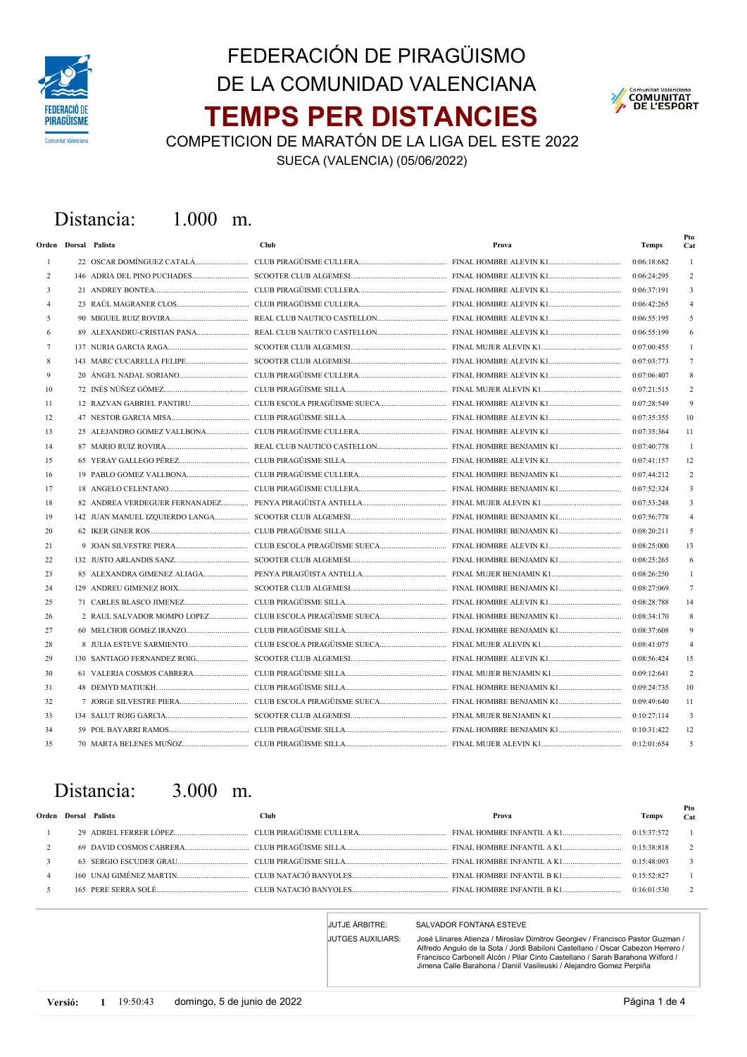# FEDERACIÓN DE PIRAGÜISMO DE LA COMUNIDAD VALENCIANA

# TEMPS PER DISTANCIES

## COMPETICION DE MARATÓN DE LA LIGA DEL ESTE 2022

SUECA (VALENCIA) (05/06/2022)

## Distancia: 1.000 m.

| Orden | Dorsal | Palista | Club | Prova | Temps | Pto Cat |
|---|---|---|---|---|---|---|
| 1 | 22 | OSCAR DOMÍNGUEZ CATALÁ | CLUB PIRAGÜISME CULLERA | FINAL HOMBRE ALEVIN K1 | 0:06:18:682 | 1 |
| 2 | 146 | ADRIA DEL PINO PUCHADES | SCOOTER CLUB ALGEMESI | FINAL HOMBRE ALEVIN K1 | 0:06:24:295 | 2 |
| 3 | 21 | ANDREY BONTEA | CLUB PIRAGÜISME CULLERA | FINAL HOMBRE ALEVIN K1 | 0:06:37:191 | 3 |
| 4 | 23 | RAÚL MAGRANER CLOS | CLUB PIRAGÜISME CULLERA | FINAL HOMBRE ALEVIN K1 | 0:06:42:265 | 4 |
| 5 | 90 | MIGUEL RUIZ ROVIRA | REAL CLUB NAUTICO CASTELLON | FINAL HOMBRE ALEVIN K1 | 0:06:55:195 | 5 |
| 6 | 89 | ALEXANDRU-CRISTIAN PANA | REAL CLUB NAUTICO CASTELLON | FINAL HOMBRE ALEVIN K1 | 0:06:55:199 | 6 |
| 7 | 137 | NURIA GARCIA RAGA | SCOOTER CLUB ALGEMESI | FINAL MUJER ALEVIN K1 | 0:07:00:455 | 1 |
| 8 | 143 | MARC CUCARELLA FELIPE | SCOOTER CLUB ALGEMESI | FINAL HOMBRE ALEVIN K1 | 0:07:03:773 | 7 |
| 9 | 20 | ÁNGEL NADAL SORIANO | CLUB PIRAGÜISME CULLERA | FINAL HOMBRE ALEVIN K1 | 0:07:06:407 | 8 |
| 10 | 72 | INÉS NÚÑEZ GÓMEZ | CLUB PIRAGÜISME SILLA | FINAL MUJER ALEVIN K1 | 0:07:21:515 | 2 |
| 11 | 12 | RAZVAN GABRIEL PANTIRU | CLUB ESCOLA PIRAGÜISME SUECA | FINAL HOMBRE ALEVIN K1 | 0:07:28:549 | 9 |
| 12 | 47 | NESTOR GARCIA MISA | CLUB PIRAGÜISME SILLA | FINAL HOMBRE ALEVIN K1 | 0:07:35:355 | 10 |
| 13 | 25 | ALEJANDRO GOMEZ VALLBONA | CLUB PIRAGÜISME CULLERA | FINAL HOMBRE ALEVIN K1 | 0:07:35:364 | 11 |
| 14 | 87 | MARIO RUIZ ROVIRA | REAL CLUB NAUTICO CASTELLON | FINAL HOMBRE BENJAMIN K1 | 0:07:40:778 | 1 |
| 15 | 65 | YERAY GALLEGO PÉREZ | CLUB PIRAGÜISME SILLA | FINAL HOMBRE ALEVIN K1 | 0:07:41:157 | 12 |
| 16 | 19 | PABLO GOMEZ VALLBONA | CLUB PIRAGÜISME CULLERA | FINAL HOMBRE BENJAMIN K1 | 0:07:44:212 | 2 |
| 17 | 18 | ANGELO CELENTANO | CLUB PIRAGÜISME CULLERA | FINAL HOMBRE BENJAMIN K1 | 0:07:52:324 | 3 |
| 18 | 82 | ANDREA VERDEGUER FERNANADEZ | PENYA PIRAGÜISTA ANTELLA | FINAL MUJER ALEVIN K1 | 0:07:53:248 | 3 |
| 19 | 142 | JUAN MANUEL IZQUIERDO LANGA | SCOOTER CLUB ALGEMESI | FINAL HOMBRE BENJAMIN K1 | 0:07:56:778 | 4 |
| 20 | 62 | IKER GINER ROS | CLUB PIRAGÜISME SILLA | FINAL HOMBRE BENJAMIN K1 | 0:08:20:211 | 5 |
| 21 | 9 | JOAN SILVESTRE PIERA | CLUB ESCOLA PIRAGÜISME SUECA | FINAL HOMBRE ALEVIN K1 | 0:08:25:000 | 13 |
| 22 | 132 | JUSTO ARLANDIS SANZ | SCOOTER CLUB ALGEMESI | FINAL HOMBRE BENJAMIN K1 | 0:08:25:265 | 6 |
| 23 | 85 | ALEXANDRA GIMENEZ ALIAGA | PENYA PIRAGÜISTA ANTELLA | FINAL MUJER BENJAMIN K1 | 0:08:26:250 | 1 |
| 24 | 129 | ANDREU GIMENEZ BOIX | SCOOTER CLUB ALGEMESI | FINAL HOMBRE BENJAMIN K1 | 0:08:27:069 | 7 |
| 25 | 71 | CARLES BLASCO JIMENEZ | CLUB PIRAGÜISME SILLA | FINAL HOMBRE ALEVIN K1 | 0:08:28:788 | 14 |
| 26 | 2 | RAUL SALVADOR MOMPO LOPEZ | CLUB ESCOLA PIRAGÜISME SUECA | FINAL HOMBRE BENJAMIN K1 | 0:08:34:170 | 8 |
| 27 | 60 | MELCHOR GOMEZ IRANZO | CLUB PIRAGÜISME SILLA | FINAL HOMBRE BENJAMIN K1 | 0:08:37:608 | 9 |
| 28 | 8 | JULIA ESTEVE SARMIENTO | CLUB ESCOLA PIRAGÜISME SUECA | FINAL MUJER ALEVIN K1 | 0:08:41:075 | 4 |
| 29 | 130 | SANTIAGO FERNANDEZ ROIG | SCOOTER CLUB ALGEMESI | FINAL HOMBRE ALEVIN K1 | 0:08:56:424 | 15 |
| 30 | 61 | VALERIA COSMOS CABRERA | CLUB PIRAGÜISME SILLA | FINAL MUJER BENJAMIN K1 | 0:09:12:641 | 2 |
| 31 | 48 | DEMYD MATIUKH | CLUB PIRAGÜISME SILLA | FINAL HOMBRE BENJAMIN K1 | 0:09:24:735 | 10 |
| 32 | 7 | JORGE SILVESTRE PIERA | CLUB ESCOLA PIRAGÜISME SUECA | FINAL HOMBRE BENJAMIN K1 | 0:09:49:640 | 11 |
| 33 | 134 | SALUT ROIG GARCIA | SCOOTER CLUB ALGEMESI | FINAL MUJER BENJAMIN K1 | 0:10:27:114 | 3 |
| 34 | 59 | POL BAYARRI RAMOS | CLUB PIRAGÜISME SILLA | FINAL HOMBRE BENJAMIN K1 | 0:10:31:422 | 12 |
| 35 | 70 | MARTA BELENES MUÑOZ | CLUB PIRAGÜISME SILLA | FINAL MUJER ALEVIN K1 | 0:12:01:654 | 5 |

## Distancia: 3.000 m.

| Orden | Dorsal | Palista | Club | Prova | Temps | Pto Cat |
|---|---|---|---|---|---|---|
| 1 | 29 | ADRIEL FERRER LÓPEZ | CLUB PIRAGÜISME CULLERA | FINAL HOMBRE INFANTIL A K1 | 0:15:37:572 | 1 |
| 2 | 69 | DAVID COSMOS CABRERA | CLUB PIRAGÜISME SILLA | FINAL HOMBRE INFANTIL A K1 | 0:15:38:818 | 2 |
| 3 | 63 | SERGIO ESCUDER GRAU | CLUB PIRAGÜISME SILLA | FINAL HOMBRE INFANTIL A K1 | 0:15:48:093 | 3 |
| 4 | 160 | UNAI GIMÉNEZ MARTIN | CLUB NATACIÓ BANYOLES | FINAL HOMBRE INFANTIL B K1 | 0:15:52:827 | 1 |
| 5 | 165 | PERE SERRA SOLÉ | CLUB NATACIÓ BANYOLES | FINAL HOMBRE INFANTIL B K1 | 0:16:01:530 | 2 |

| | |
|---|---|
| JUTJE ÀRBITRE: | SALVADOR FONTANA ESTEVE |
| JUTGES AUXILIARS: | José Llinares Atienza / Miroslav Dimitrov Georgiev / Francisco Pastor Guzman / Alfredo Angulo de la Sota / Jordi Babiloni Castellano / Oscar Cabezon Herrero / Francisco Carbonell Alcón / Pilar Cinto Castellano / Sarah Barahona Wilford / Jimena Calle Barahona / Daniil Vasileuski / Alejandro Gomez Perpiña |

**Versió:** 1 19:50:43 domingo, 5 de junio de 2022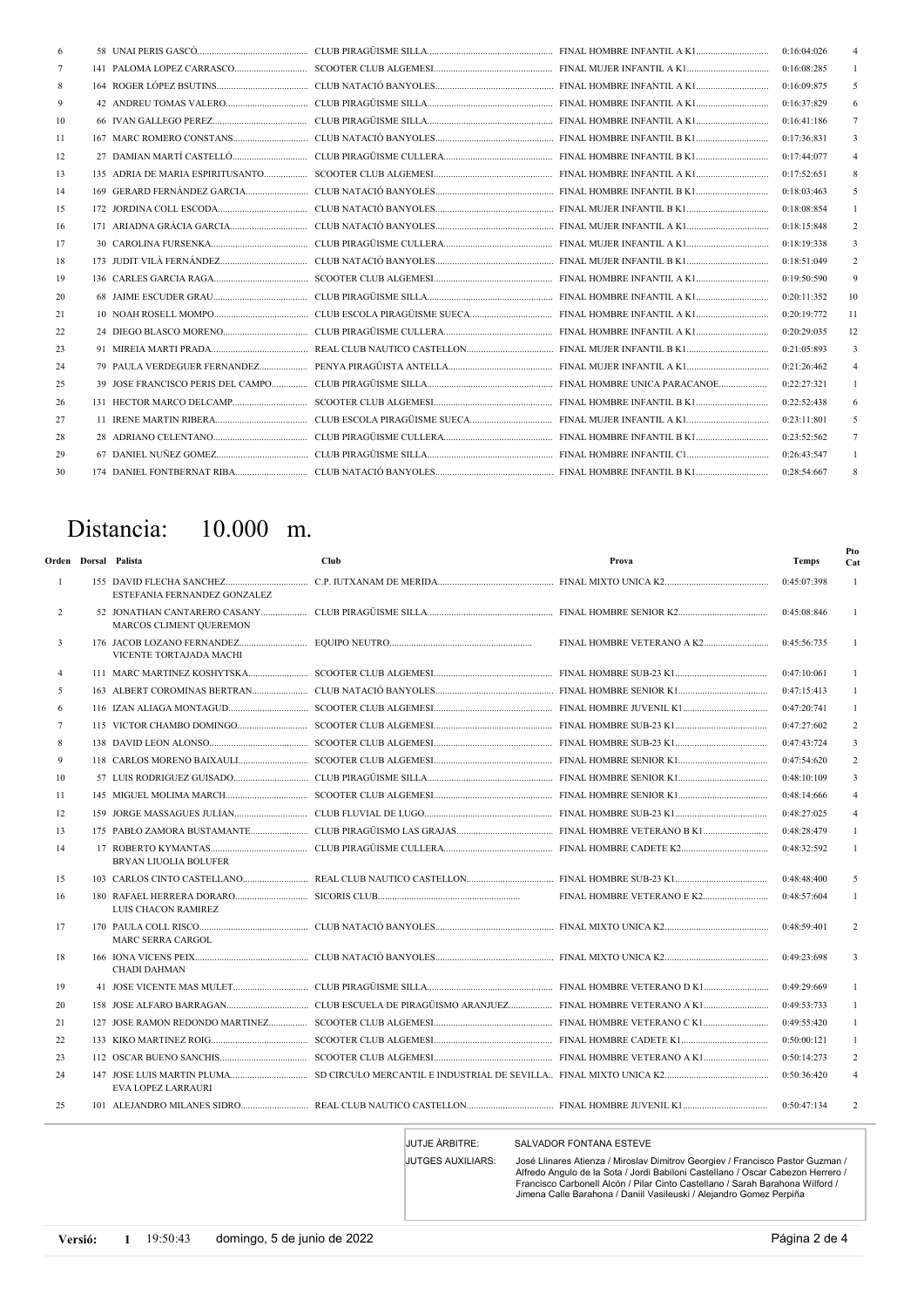| Orden | Dorsal | Palista | Club | Prova | Temps | Pto Cat |
|---|---|---|---|---|---|---|
| 6 | 58 | UNAI PERIS GASCÓ | CLUB PIRAGÜISME SILLA | FINAL HOMBRE INFANTIL A K1 | 0:16:04:026 | 4 |
| 7 | 141 | PALOMA LOPEZ CARRASCO | SCOOTER CLUB ALGEMESI | FINAL MUJER INFANTIL A K1 | 0:16:08:285 | 1 |
| 8 | 164 | ROGER LÓPEZ BSUTINS | CLUB NATACIÓ BANYOLES | FINAL HOMBRE INFANTIL A K1 | 0:16:09:875 | 5 |
| 9 | 42 | ANDREU TOMAS VALERO | CLUB PIRAGÜISME SILLA | FINAL HOMBRE INFANTIL A K1 | 0:16:37:829 | 6 |
| 10 | 66 | IVAN GALLEGO PEREZ | CLUB PIRAGÜISME SILLA | FINAL HOMBRE INFANTIL A K1 | 0:16:41:186 | 7 |
| 11 | 167 | MARC ROMERO CONSTANS | CLUB NATACIÓ BANYOLES | FINAL HOMBRE INFANTIL B K1 | 0:17:36:831 | 3 |
| 12 | 27 | DAMIAN MARTÍ CASTELLÓ | CLUB PIRAGÜISME CULLERA | FINAL HOMBRE INFANTIL B K1 | 0:17:44:077 | 4 |
| 13 | 135 | ADRIA DE MARIA ESPIRITUSANTO | SCOOTER CLUB ALGEMESI | FINAL HOMBRE INFANTIL A K1 | 0:17:52:651 | 8 |
| 14 | 169 | GERARD FERNÁNDEZ GARCIA | CLUB NATACIÓ BANYOLES | FINAL HOMBRE INFANTIL B K1 | 0:18:03:463 | 5 |
| 15 | 172 | JORDINA COLL ESCODA | CLUB NATACIÓ BANYOLES | FINAL MUJER INFANTIL B K1 | 0:18:08:854 | 1 |
| 16 | 171 | ARIADNA GRÀCIA GARCIA | CLUB NATACIÓ BANYOLES | FINAL MUJER INFANTIL A K1 | 0:18:15:848 | 2 |
| 17 | 30 | CAROLINA FURSENKA | CLUB PIRAGÜISME CULLERA | FINAL MUJER INFANTIL A K1 | 0:18:19:338 | 3 |
| 18 | 173 | JUDIT VILÀ FERNÁNDEZ | CLUB NATACIÓ BANYOLES | FINAL MUJER INFANTIL B K1 | 0:18:51:049 | 2 |
| 19 | 136 | CARLES GARCIA RAGA | SCOOTER CLUB ALGEMESI | FINAL HOMBRE INFANTIL A K1 | 0:19:50:590 | 9 |
| 20 | 68 | JAIME ESCUDER GRAU | CLUB PIRAGÜISME SILLA | FINAL HOMBRE INFANTIL A K1 | 0:20:11:352 | 10 |
| 21 | 10 | NOAH ROSELL MOMPO | CLUB ESCOLA PIRAGÜISME SUECA | FINAL HOMBRE INFANTIL A K1 | 0:20:19:772 | 11 |
| 22 | 24 | DIEGO BLASCO MORENO | CLUB PIRAGÜISME CULLERA | FINAL HOMBRE INFANTIL A K1 | 0:20:29:035 | 12 |
| 23 | 91 | MIREIA MARTI PRADA | REAL CLUB NAUTICO CASTELLON | FINAL MUJER INFANTIL B K1 | 0:21:05:893 | 3 |
| 24 | 79 | PAULA VERDEGUER FERNANDEZ | PENYA PIRAGÜISTA ANTELLA | FINAL MUJER INFANTIL A K1 | 0:21:26:462 | 4 |
| 25 | 39 | JOSE FRANCISCO PERIS DEL CAMPO | CLUB PIRAGÜISME SILLA | FINAL HOMBRE UNICA PARACANOE | 0:22:27:321 | 1 |
| 26 | 131 | HECTOR MARCO DELCAMP | SCOOTER CLUB ALGEMESI | FINAL HOMBRE INFANTIL B K1 | 0:22:52:438 | 6 |
| 27 | 11 | IRENE MARTIN RIBERA | CLUB ESCOLA PIRAGÜISME SUECA | FINAL MUJER INFANTIL A K1 | 0:23:11:801 | 5 |
| 28 | 28 | ADRIANO CELENTANO | CLUB PIRAGÜISME CULLERA | FINAL HOMBRE INFANTIL B K1 | 0:23:52:562 | 7 |
| 29 | 67 | DANIEL NUÑEZ GOMEZ | CLUB PIRAGÜISME SILLA | FINAL HOMBRE INFANTIL C1 | 0:26:43:547 | 1 |
| 30 | 174 | DANIEL FONTBERNAT RIBA | CLUB NATACIÓ BANYOLES | FINAL HOMBRE INFANTIL B K1 | 0:28:54:667 | 8 |

# Distancia: 10.000 m.

| Orden | Dorsal | Palista | Club | Prova | Temps | Pto Cat |
|---|---|---|---|---|---|---|
| 1 | 155 | DAVID FLECHA SANCHEZ<br>ESTEFANIA FERNANDEZ GONZALEZ | C.P. IUTXANAM DE MERIDA | FINAL MIXTO UNICA K2 | 0:45:07:398 | 1 |
| 2 | 52 | JONATHAN CANTARERO CASANY<br>MARCOS CLIMENT QUEREMON | CLUB PIRAGÜISME SILLA | FINAL HOMBRE SENIOR K2 | 0:45:08:846 | 1 |
| 3 | 176 | JACOB LOZANO FERNANDEZ<br>VICENTE TORTAJADA MACHI | EQUIPO NEUTRO | FINAL HOMBRE VETERANO A K2 | 0:45:56:735 | 1 |
| 4 | 111 | MARC MARTINEZ KOSHYTSKA | SCOOTER CLUB ALGEMESI | FINAL HOMBRE SUB-23 K1 | 0:47:10:061 | 1 |
| 5 | 163 | ALBERT COROMINAS BERTRAN | CLUB NATACIÓ BANYOLES | FINAL HOMBRE SENIOR K1 | 0:47:15:413 | 1 |
| 6 | 116 | IZAN ALIAGA MONTAGUD | SCOOTER CLUB ALGEMESI | FINAL HOMBRE JUVENIL K1 | 0:47:20:741 | 1 |
| 7 | 115 | VICTOR CHAMBO DOMINGO | SCOOTER CLUB ALGEMESI | FINAL HOMBRE SUB-23 K1 | 0:47:27:602 | 2 |
| 8 | 138 | DAVID LEON ALONSO | SCOOTER CLUB ALGEMESI | FINAL HOMBRE SUB-23 K1 | 0:47:43:724 | 3 |
| 9 | 118 | CARLOS MORENO BAIXAULI | SCOOTER CLUB ALGEMESI | FINAL HOMBRE SENIOR K1 | 0:47:54:620 | 2 |
| 10 | 57 | LUIS RODRIGUEZ GUISADO | CLUB PIRAGÜISME SILLA | FINAL HOMBRE SENIOR K1 | 0:48:10:109 | 3 |
| 11 | 145 | MIGUEL MOLIMA MARCH | SCOOTER CLUB ALGEMESI | FINAL HOMBRE SENIOR K1 | 0:48:14:666 | 4 |
| 12 | 159 | JORGE MASSAGUES JULIAN | CLUB FLUVIAL DE LUGO | FINAL HOMBRE SUB-23 K1 | 0:48:27:025 | 4 |
| 13 | 175 | PABLO ZAMORA BUSTAMANTE | CLUB PIRAGÜISMO LAS GRAJAS | FINAL HOMBRE VETERANO B K1 | 0:48:28:479 | 1 |
| 14 | 17 | ROBERTO KYMANTAS<br>BRYAN LIUOLIA BOLUFER | CLUB PIRAGÜISME CULLERA | FINAL HOMBRE CADETE K2 | 0:48:32:592 | 1 |
| 15 | 103 | CARLOS CINTO CASTELLANO | REAL CLUB NAUTICO CASTELLON | FINAL HOMBRE SUB-23 K1 | 0:48:48:400 | 5 |
| 16 | 180 | RAFAEL HERRERA DORARO<br>LUIS CHACON RAMIREZ | SICORIS CLUB | FINAL HOMBRE VETERANO E K2 | 0:48:57:604 | 1 |
| 17 | 170 | PAULA COLL RISCO<br>MARC SERRA CARGOL | CLUB NATACIÓ BANYOLES | FINAL MIXTO UNICA K2 | 0:48:59:401 | 2 |
| 18 | 166 | IONA VICENS PEIX<br>CHADI DAHMAN | CLUB NATACIÓ BANYOLES | FINAL MIXTO UNICA K2 | 0:49:23:698 | 3 |
| 19 | 41 | JOSE VICENTE MAS MULET | CLUB PIRAGÜISME SILLA | FINAL HOMBRE VETERANO D K1 | 0:49:29:669 | 1 |
| 20 | 158 | JOSE ALFARO BARRAGAN | CLUB ESCUELA DE PIRAGÜISMO ARANJUEZ | FINAL HOMBRE VETERANO A K1 | 0:49:53:733 | 1 |
| 21 | 127 | JOSE RAMON REDONDO MARTINEZ | SCOOTER CLUB ALGEMESI | FINAL HOMBRE VETERANO C K1 | 0:49:55:420 | 1 |
| 22 | 133 | KIKO MARTINEZ ROIG | SCOOTER CLUB ALGEMESI | FINAL HOMBRE CADETE K1 | 0:50:00:121 | 1 |
| 23 | 112 | OSCAR BUENO SANCHIS | SCOOTER CLUB ALGEMESI | FINAL HOMBRE VETERANO A K1 | 0:50:14:273 | 2 |
| 24 | 147 | JOSE LUIS MARTIN PLUMA<br>EVA LOPEZ LARRAURI | SD CIRCULO MERCANTIL E INDUSTRIAL DE SEVILLA | FINAL MIXTO UNICA K2 | 0:50:36:420 | 4 |
| 25 | 101 | ALEJANDRO MILANES SIDRO | REAL CLUB NAUTICO CASTELLON | FINAL HOMBRE JUVENIL K1 | 0:50:47:134 | 2 |

JUTJE ÀRBITRE: SALVADOR FONTANA ESTEVE

JUTGES AUXILIARS: José Llinares Atienza / Miroslav Dimitrov Georgiev / Francisco Pastor Guzman / Alfredo Angulo de la Sota / Jordi Babiloni Castellano / Oscar Cabezon Herrero / Francisco Carbonell Alcón / Pilar Cinto Castellano / Sarah Barahona Wilford / Jimena Calle Barahona / Daniil Vasileuski / Alejandro Gomez Perpiña

Versió: 1 19:50:43 domingo, 5 de junio de 2022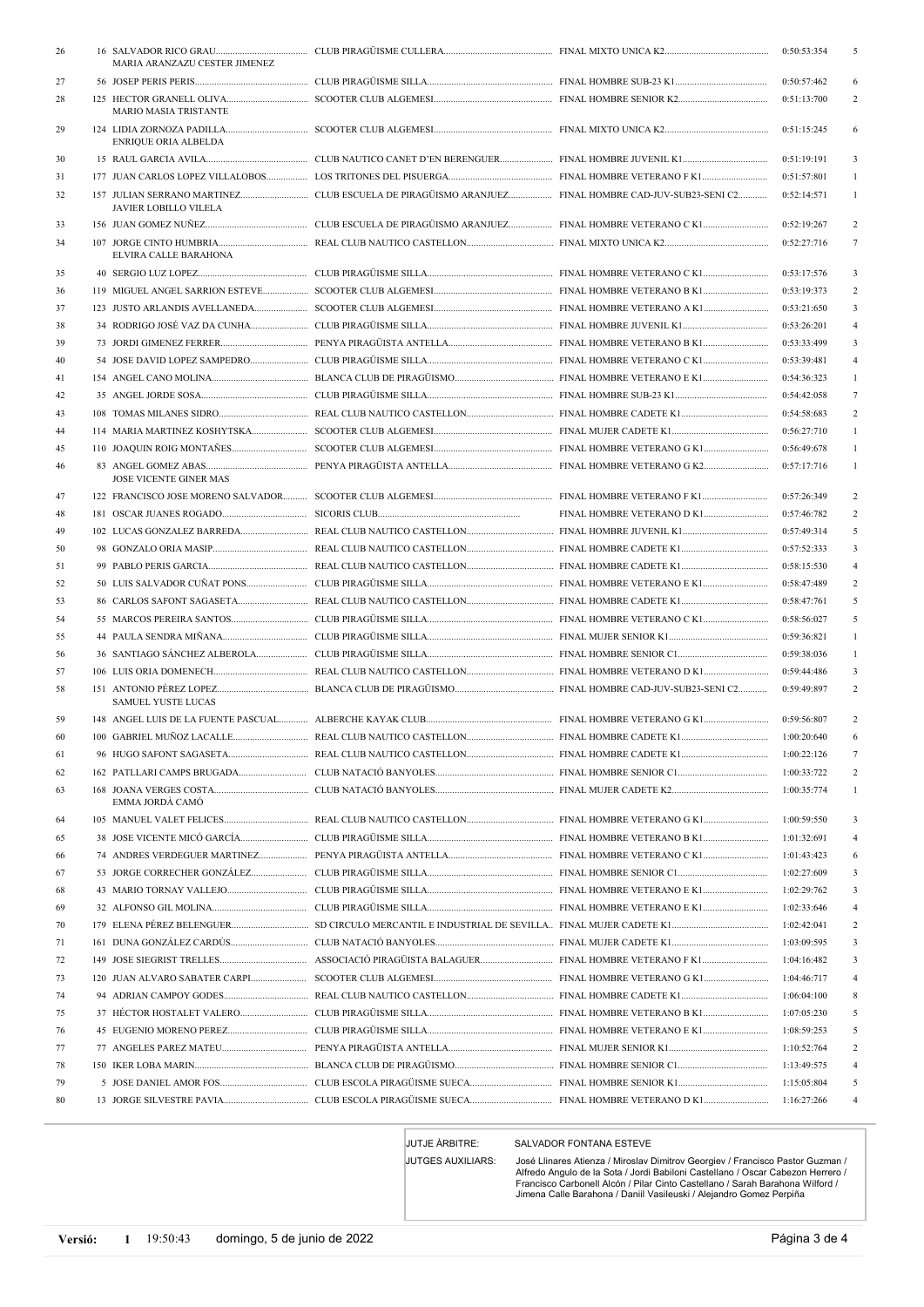| | | | | | | |
|---|---|---|---|---|---|---|
| 26 | 16 | SALVADOR RICO GRAU<br>MARIA ARANZAZU CESTER JIMENEZ | CLUB PIRAGÜISME CULLERA | FINAL MIXTO UNICA K2 | 0:50:53:354 | 5 |
| 27 | 56 | JOSEP PERIS PERIS | CLUB PIRAGÜISME SILLA | FINAL HOMBRE SUB-23 K1 | 0:50:57:462 | 6 |
| 28 | 125 | HECTOR GRANELL OLIVA<br>MARIO MASIA TRISTANTE | SCOOTER CLUB ALGEMESI | FINAL HOMBRE SENIOR K2 | 0:51:13:700 | 2 |
| 29 | 124 | LIDIA ZORNOZA PADILLA<br>ENRIQUE ORIA ALBELDA | SCOOTER CLUB ALGEMESI | FINAL MIXTO UNICA K2 | 0:51:15:245 | 6 |
| 30 | 15 | RAUL GARCIA AVILA | CLUB NAUTICO CANET D'EN BERENGUER | FINAL HOMBRE JUVENIL K1 | 0:51:19:191 | 3 |
| 31 | 177 | JUAN CARLOS LOPEZ VILLALOBOS | LOS TRITONES DEL PISUERGA | FINAL HOMBRE VETERANO F K1 | 0:51:57:801 | 1 |
| 32 | 157 | JULIAN SERRANO MARTINEZ<br>JAVIER LOBILLO VILELA | CLUB ESCUELA DE PIRAGÜISMO ARANJUEZ | FINAL HOMBRE CAD-JUV-SUB23-SENI C2 | 0:52:14:571 | 1 |
| 33 | 156 | JUAN GOMEZ NUÑEZ | CLUB ESCUELA DE PIRAGÜISMO ARANJUEZ | FINAL HOMBRE VETERANO C K1 | 0:52:19:267 | 2 |
| 34 | 107 | JORGE CINTO HUMBRIA<br>ELVIRA CALLE BARAHONA | REAL CLUB NAUTICO CASTELLON | FINAL MIXTO UNICA K2 | 0:52:27:716 | 7 |
| 35 | 40 | SERGIO LUZ LOPEZ | CLUB PIRAGÜISME SILLA | FINAL HOMBRE VETERANO C K1 | 0:53:17:576 | 3 |
| 36 | 119 | MIGUEL ANGEL SARRION ESTEVE | SCOOTER CLUB ALGEMESI | FINAL HOMBRE VETERANO B K1 | 0:53:19:373 | 2 |
| 37 | 123 | JUSTO ARLANDIS AVELLANEDA | SCOOTER CLUB ALGEMESI | FINAL HOMBRE VETERANO A K1 | 0:53:21:650 | 3 |
| 38 | 34 | RODRIGO JOSÉ VAZ DA CUNHA | CLUB PIRAGÜISME SILLA | FINAL HOMBRE JUVENIL K1 | 0:53:26:201 | 4 |
| 39 | 73 | JORDI GIMENEZ FERRER | PENYA PIRAGÜISTA ANTELLA | FINAL HOMBRE VETERANO B K1 | 0:53:33:499 | 3 |
| 40 | 54 | JOSE DAVID LOPEZ SAMPEDRO | CLUB PIRAGÜISME SILLA | FINAL HOMBRE VETERANO C K1 | 0:53:39:481 | 4 |
| 41 | 154 | ANGEL CANO MOLINA | BLANCA CLUB DE PIRAGÜISMO | FINAL HOMBRE VETERANO E K1 | 0:54:36:323 | 1 |
| 42 | 35 | ANGEL JORDE SOSA | CLUB PIRAGÜISME SILLA | FINAL HOMBRE SUB-23 K1 | 0:54:42:058 | 7 |
| 43 | 108 | TOMAS MILANES SIDRO | REAL CLUB NAUTICO CASTELLON | FINAL HOMBRE CADETE K1 | 0:54:58:683 | 2 |
| 44 | 114 | MARIA MARTINEZ KOSHYTSKA | SCOOTER CLUB ALGEMESI | FINAL MUJER CADETE K1 | 0:56:27:710 | 1 |
| 45 | 110 | JOAQUIN ROIG MONTAÑES | SCOOTER CLUB ALGEMESI | FINAL HOMBRE VETERANO G K1 | 0:56:49:678 | 1 |
| 46 | 83 | ANGEL GOMEZ ABAS<br>JOSE VICENTE GINER MAS | PENYA PIRAGÜISTA ANTELLA | FINAL HOMBRE VETERANO G K2 | 0:57:17:716 | 1 |
| 47 | 122 | FRANCISCO JOSE MORENO SALVADOR | SCOOTER CLUB ALGEMESI | FINAL HOMBRE VETERANO F K1 | 0:57:26:349 | 2 |
| 48 | 181 | OSCAR JUANES ROGADO | SICORIS CLUB | FINAL HOMBRE VETERANO D K1 | 0:57:46:782 | 2 |
| 49 | 102 | LUCAS GONZALEZ BARREDA | REAL CLUB NAUTICO CASTELLON | FINAL HOMBRE JUVENIL K1 | 0:57:49:314 | 5 |
| 50 | 98 | GONZALO ORIA MASIP | REAL CLUB NAUTICO CASTELLON | FINAL HOMBRE CADETE K1 | 0:57:52:333 | 3 |
| 51 | 99 | PABLO PERIS GARCIA | REAL CLUB NAUTICO CASTELLON | FINAL HOMBRE CADETE K1 | 0:58:15:530 | 4 |
| 52 | 50 | LUIS SALVADOR CUÑAT PONS | CLUB PIRAGÜISME SILLA | FINAL HOMBRE VETERANO E K1 | 0:58:47:489 | 2 |
| 53 | 86 | CARLOS SAFONT SAGASETA | REAL CLUB NAUTICO CASTELLON | FINAL HOMBRE CADETE K1 | 0:58:47:761 | 5 |
| 54 | 55 | MARCOS PEREIRA SANTOS | CLUB PIRAGÜISME SILLA | FINAL HOMBRE VETERANO C K1 | 0:58:56:027 | 5 |
| 55 | 44 | PAULA SENDRA MIÑANA | CLUB PIRAGÜISME SILLA | FINAL MUJER SENIOR K1 | 0:59:36:821 | 1 |
| 56 | 36 | SANTIAGO SÁNCHEZ ALBEROLA | CLUB PIRAGÜISME SILLA | FINAL HOMBRE SENIOR C1 | 0:59:38:036 | 1 |
| 57 | 106 | LUIS ORIA DOMENECH | REAL CLUB NAUTICO CASTELLON | FINAL HOMBRE VETERANO D K1 | 0:59:44:486 | 3 |
| 58 | 151 | ANTONIO PÉREZ LOPEZ<br>SAMUEL YUSTE LUCAS | BLANCA CLUB DE PIRAGÜISMO | FINAL HOMBRE CAD-JUV-SUB23-SENI C2 | 0:59:49:897 | 2 |
| 59 | 148 | ANGEL LUIS DE LA FUENTE PASCUAL | ALBERCHE KAYAK CLUB | FINAL HOMBRE VETERANO G K1 | 0:59:56:807 | 2 |
| 60 | 100 | GABRIEL MUÑOZ LACALLE | REAL CLUB NAUTICO CASTELLON | FINAL HOMBRE CADETE K1 | 1:00:20:640 | 6 |
| 61 | 96 | HUGO SAFONT SAGASETA | REAL CLUB NAUTICO CASTELLON | FINAL HOMBRE CADETE K1 | 1:00:22:126 | 7 |
| 62 | 162 | PATLLARI CAMPS BRUGADA | CLUB NATACIÓ BANYOLES | FINAL HOMBRE SENIOR C1 | 1:00:33:722 | 2 |
| 63 | 168 | JOANA VERGES COSTA<br>EMMA JORDÀ CAMÓ | CLUB NATACIÓ BANYOLES | FINAL MUJER CADETE K2 | 1:00:35:774 | 1 |
| 64 | 105 | MANUEL VALET FELICES | REAL CLUB NAUTICO CASTELLON | FINAL HOMBRE VETERANO G K1 | 1:00:59:550 | 3 |
| 65 | 38 | JOSE VICENTE MICÓ GARCÍA | CLUB PIRAGÜISME SILLA | FINAL HOMBRE VETERANO B K1 | 1:01:32:691 | 4 |
| 66 | 74 | ANDRES VERDEGUER MARTINEZ | PENYA PIRAGÜISTA ANTELLA | FINAL HOMBRE VETERANO C K1 | 1:01:43:423 | 6 |
| 67 | 53 | JORGE CORRECHER GONZÁLEZ | CLUB PIRAGÜISME SILLA | FINAL HOMBRE SENIOR C1 | 1:02:27:609 | 3 |
| 68 | 43 | MARIO TORNAY VALLEJO | CLUB PIRAGÜISME SILLA | FINAL HOMBRE VETERANO E K1 | 1:02:29:762 | 3 |
| 69 | 32 | ALFONSO GIL MOLINA | CLUB PIRAGÜISME SILLA | FINAL HOMBRE VETERANO E K1 | 1:02:33:646 | 4 |
| 70 | 179 | ELENA PÉREZ BELENGUER | SD CIRCULO MERCANTIL E INDUSTRIAL DE SEVILLA | FINAL MUJER CADETE K1 | 1:02:42:041 | 2 |
| 71 | 161 | DUNA GONZÁLEZ CARDÚS | CLUB NATACIÓ BANYOLES | FINAL MUJER CADETE K1 | 1:03:09:595 | 3 |
| 72 | 149 | JOSE SIEGRIST TRELLES | ASSOCIACIÓ PIRAGÜISTA BALAGUER | FINAL HOMBRE VETERANO F K1 | 1:04:16:482 | 3 |
| 73 | 120 | JUAN ALVARO SABATER CARPI | SCOOTER CLUB ALGEMESI | FINAL HOMBRE VETERANO G K1 | 1:04:46:717 | 4 |
| 74 | 94 | ADRIAN CAMPOY GODES | REAL CLUB NAUTICO CASTELLON | FINAL HOMBRE CADETE K1 | 1:06:04:100 | 8 |
| 75 | 37 | HÉCTOR HOSTALET VALERO | CLUB PIRAGÜISME SILLA | FINAL HOMBRE VETERANO B K1 | 1:07:05:230 | 5 |
| 76 | 45 | EUGENIO MORENO PEREZ | CLUB PIRAGÜISME SILLA | FINAL HOMBRE VETERANO E K1 | 1:08:59:253 | 5 |
| 77 | 77 | ANGELES PAREZ MATEU | PENYA PIRAGÜISTA ANTELLA | FINAL MUJER SENIOR K1 | 1:10:52:764 | 2 |
| 78 | 150 | IKER LOBA MARIN | BLANCA CLUB DE PIRAGÜISMO | FINAL HOMBRE SENIOR C1 | 1:13:49:575 | 4 |
| 79 | 5 | JOSE DANIEL AMOR FOS | CLUB ESCOLA PIRAGÜISME SUECA | FINAL HOMBRE SENIOR K1 | 1:15:05:804 | 5 |
| 80 | 13 | JORGE SILVESTRE PAVIA | CLUB ESCOLA PIRAGÜISME SUECA | FINAL HOMBRE VETERANO D K1 | 1:16:27:266 | 4 |

JUTJE ÀRBITRE: SALVADOR FONTANA ESTEVE

JUTGES AUXILIARS: José Llinares Atienza / Miroslav Dimitrov Georgiev / Francisco Pastor Guzman / Alfredo Angulo de la Sota / Jordi Babiloni Castellano / Oscar Cabezon Herrero / Francisco Carbonell Alcón / Pilar Cinto Castellano / Sarah Barahona Wilford / Jimena Calle Barahona / Daniil Vasileuski / Alejandro Gomez Perpiña

Versió: 1 19:50:43 domingo, 5 de junio de 2022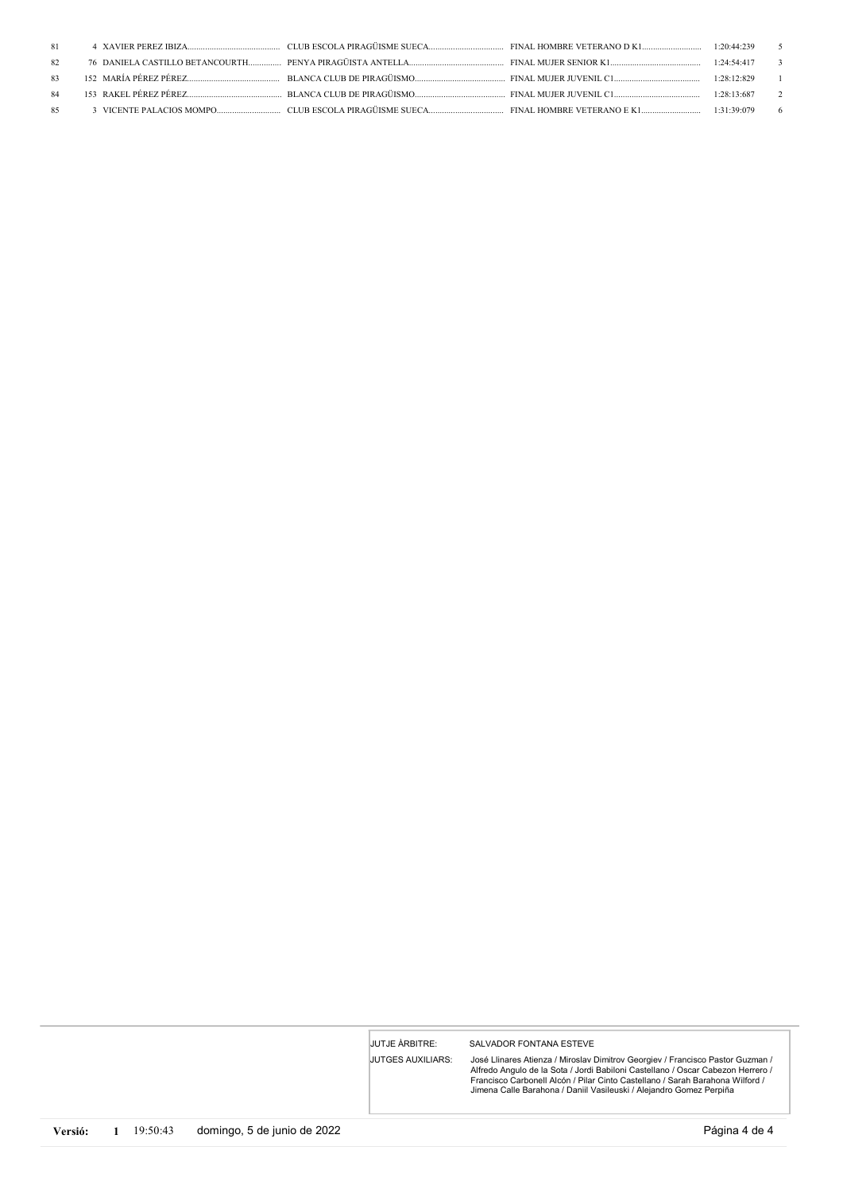| | | | | | | |
|---|---|---|---|---|---|---|
| 81 | 4 | XAVIER PEREZ IBIZA | CLUB ESCOLA PIRAGÜISME SUECA | FINAL HOMBRE VETERANO D K1 | 1:20:44:239 | 5 |
| 82 | 76 | DANIELA CASTILLO BETANCOURTH | PENYA PIRAGÜISTA ANTELLA | FINAL MUJER SENIOR K1 | 1:24:54:417 | 3 |
| 83 | 152 | MARÍA PÉREZ PÉREZ | BLANCA CLUB DE PIRAGÜISMO | FINAL MUJER JUVENIL C1 | 1:28:12:829 | 1 |
| 84 | 153 | RAKEL PÉREZ PÉREZ | BLANCA CLUB DE PIRAGÜISMO | FINAL MUJER JUVENIL C1 | 1:28:13:687 | 2 |
| 85 | 3 | VICENTE PALACIOS MOMPO | CLUB ESCOLA PIRAGÜISME SUECA | FINAL HOMBRE VETERANO E K1 | 1:31:39:079 | 6 |

JUTJE ÀRBITRE: SALVADOR FONTANA ESTEVE

JUTGES AUXILIARS: José Llinares Atienza / Miroslav Dimitrov Georgiev / Francisco Pastor Guzman / Alfredo Angulo de la Sota / Jordi Babiloni Castellano / Oscar Cabezon Herrero / Francisco Carbonell Alcón / Pilar Cinto Castellano / Sarah Barahona Wilford / Jimena Calle Barahona / Daniil Vasileuski / Alejandro Gomez Perpiña

**Versió:** **1** 19:50:43 domingo, 5 de junio de 2022